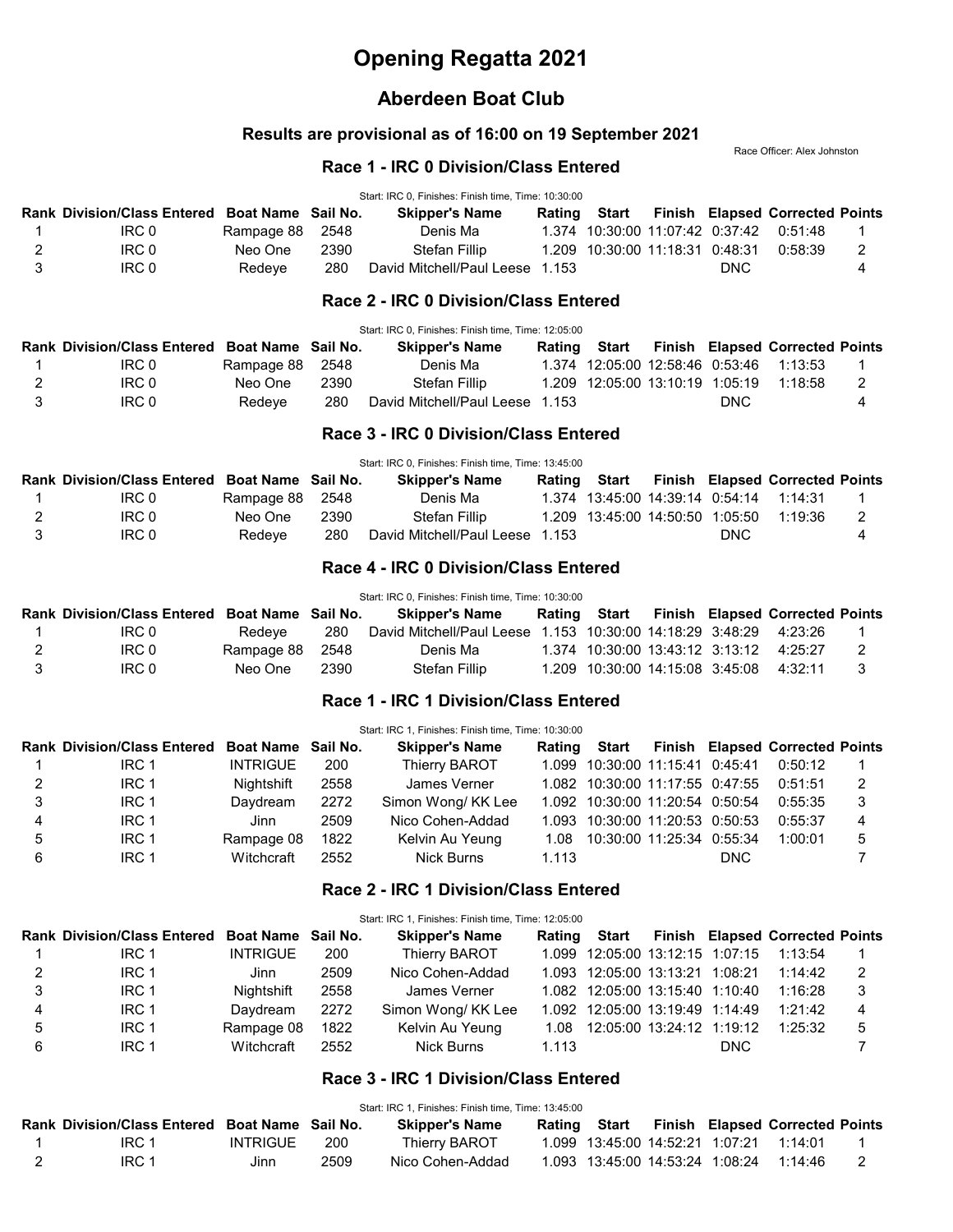# Opening Regatta 2021

## Aberdeen Boat Club

### Results are provisional as of 16:00 on 19 September 2021

Race Officer: Alex Johnston

### Race 1 - IRC 0 Division/Class Entered

Start: IRC 0, Finishes: Finish time, Time: 10:30:00

| Rank | Division/Class Entered | Boat Name | Sail No. | Skipper's Name | Rating | Start | Finish | Elapsed | Corrected | Points |
|---|---|---|---|---|---|---|---|---|---|---|
| 1 | IRC 0 | Rampage 88 | 2548 | Denis Ma | 1.374 | 10:30:00 | 11:07:42 | 0:37:42 | 0:51:48 | 1 |
| 2 | IRC 0 | Neo One | 2390 | Stefan Fillip | 1.209 | 10:30:00 | 11:18:31 | 0:48:31 | 0:58:39 | 2 |
| 3 | IRC 0 | Redeye | 280 | David Mitchell/Paul Leese | 1.153 | | | DNC | | 4 |

### Race 2 - IRC 0 Division/Class Entered

Start: IRC 0, Finishes: Finish time, Time: 12:05:00

| Rank | Division/Class Entered | Boat Name | Sail No. | Skipper's Name | Rating | Start | Finish | Elapsed | Corrected | Points |
|---|---|---|---|---|---|---|---|---|---|---|
| 1 | IRC 0 | Rampage 88 | 2548 | Denis Ma | 1.374 | 12:05:00 | 12:58:46 | 0:53:46 | 1:13:53 | 1 |
| 2 | IRC 0 | Neo One | 2390 | Stefan Fillip | 1.209 | 12:05:00 | 13:10:19 | 1:05:19 | 1:18:58 | 2 |
| 3 | IRC 0 | Redeye | 280 | David Mitchell/Paul Leese | 1.153 | | | DNC | | 4 |

### Race 3 - IRC 0 Division/Class Entered

Start: IRC 0, Finishes: Finish time, Time: 13:45:00

| Rank | Division/Class Entered | Boat Name | Sail No. | Skipper's Name | Rating | Start | Finish | Elapsed | Corrected | Points |
|---|---|---|---|---|---|---|---|---|---|---|
| 1 | IRC 0 | Rampage 88 | 2548 | Denis Ma | 1.374 | 13:45:00 | 14:39:14 | 0:54:14 | 1:14:31 | 1 |
| 2 | IRC 0 | Neo One | 2390 | Stefan Fillip | 1.209 | 13:45:00 | 14:50:50 | 1:05:50 | 1:19:36 | 2 |
| 3 | IRC 0 | Redeye | 280 | David Mitchell/Paul Leese | 1.153 | | | DNC | | 4 |

### Race 4 - IRC 0 Division/Class Entered

Start: IRC 0, Finishes: Finish time, Time: 10:30:00

| Rank | Division/Class Entered | Boat Name | Sail No. | Skipper's Name | Rating | Start | Finish | Elapsed | Corrected | Points |
|---|---|---|---|---|---|---|---|---|---|---|
| 1 | IRC 0 | Redeye | 280 | David Mitchell/Paul Leese | 1.153 | 10:30:00 | 14:18:29 | 3:48:29 | 4:23:26 | 1 |
| 2 | IRC 0 | Rampage 88 | 2548 | Denis Ma | 1.374 | 10:30:00 | 13:43:12 | 3:13:12 | 4:25:27 | 2 |
| 3 | IRC 0 | Neo One | 2390 | Stefan Fillip | 1.209 | 10:30:00 | 14:15:08 | 3:45:08 | 4:32:11 | 3 |

### Race 1 - IRC 1 Division/Class Entered

Start: IRC 1, Finishes: Finish time, Time: 10:30:00

| Rank | Division/Class Entered | Boat Name | Sail No. | Skipper's Name | Rating | Start | Finish | Elapsed | Corrected | Points |
|---|---|---|---|---|---|---|---|---|---|---|
| 1 | IRC 1 | INTRIGUE | 200 | Thierry BAROT | 1.099 | 10:30:00 | 11:15:41 | 0:45:41 | 0:50:12 | 1 |
| 2 | IRC 1 | Nightshift | 2558 | James Verner | 1.082 | 10:30:00 | 11:17:55 | 0:47:55 | 0:51:51 | 2 |
| 3 | IRC 1 | Daydream | 2272 | Simon Wong/ KK Lee | 1.092 | 10:30:00 | 11:20:54 | 0:50:54 | 0:55:35 | 3 |
| 4 | IRC 1 | Jinn | 2509 | Nico Cohen-Addad | 1.093 | 10:30:00 | 11:20:53 | 0:50:53 | 0:55:37 | 4 |
| 5 | IRC 1 | Rampage 08 | 1822 | Kelvin Au Yeung | 1.08 | 10:30:00 | 11:25:34 | 0:55:34 | 1:00:01 | 5 |
| 6 | IRC 1 | Witchcraft | 2552 | Nick Burns | 1.113 | | | DNC | | 7 |

### Race 2 - IRC 1 Division/Class Entered

Start: IRC 1, Finishes: Finish time, Time: 12:05:00

| Rank | Division/Class Entered | Boat Name | Sail No. | Skipper's Name | Rating | Start | Finish | Elapsed | Corrected | Points |
|---|---|---|---|---|---|---|---|---|---|---|
| 1 | IRC 1 | INTRIGUE | 200 | Thierry BAROT | 1.099 | 12:05:00 | 13:12:15 | 1:07:15 | 1:13:54 | 1 |
| 2 | IRC 1 | Jinn | 2509 | Nico Cohen-Addad | 1.093 | 12:05:00 | 13:13:21 | 1:08:21 | 1:14:42 | 2 |
| 3 | IRC 1 | Nightshift | 2558 | James Verner | 1.082 | 12:05:00 | 13:15:40 | 1:10:40 | 1:16:28 | 3 |
| 4 | IRC 1 | Daydream | 2272 | Simon Wong/ KK Lee | 1.092 | 12:05:00 | 13:19:49 | 1:14:49 | 1:21:42 | 4 |
| 5 | IRC 1 | Rampage 08 | 1822 | Kelvin Au Yeung | 1.08 | 12:05:00 | 13:24:12 | 1:19:12 | 1:25:32 | 5 |
| 6 | IRC 1 | Witchcraft | 2552 | Nick Burns | 1.113 | | | DNC | | 7 |

### Race 3 - IRC 1 Division/Class Entered

Start: IRC 1, Finishes: Finish time, Time: 13:45:00

| Rank | Division/Class Entered | Boat Name | Sail No. | Skipper's Name | Rating | Start | Finish | Elapsed | Corrected | Points |
|---|---|---|---|---|---|---|---|---|---|---|
| 1 | IRC 1 | INTRIGUE | 200 | Thierry BAROT | 1.099 | 13:45:00 | 14:52:21 | 1:07:21 | 1:14:01 | 1 |
| 2 | IRC 1 | Jinn | 2509 | Nico Cohen-Addad | 1.093 | 13:45:00 | 14:53:24 | 1:08:24 | 1:14:46 | 2 |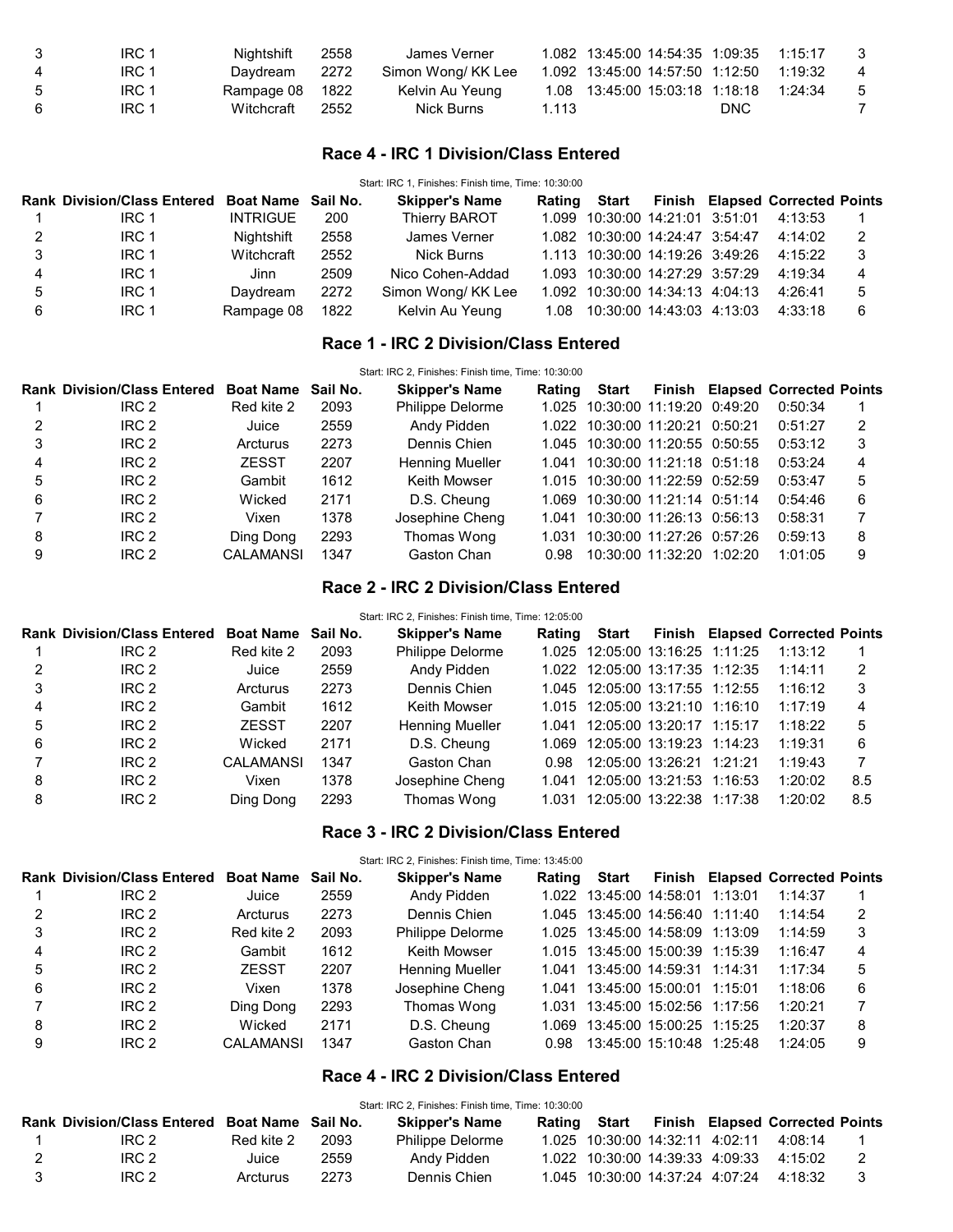| Rank | Division/Class Entered | Boat Name | Sail No. | Skipper's Name | Rating | Start | Finish | Elapsed | Corrected | Points |
|---|---|---|---|---|---|---|---|---|---|---|
| 3 | IRC 1 | Nightshift | 2558 | James Verner | 1.082 | 13:45:00 | 14:54:35 | 1:09:35 | 1:15:17 | 3 |
| 4 | IRC 1 | Daydream | 2272 | Simon Wong/ KK Lee | 1.092 | 13:45:00 | 14:57:50 | 1:12:50 | 1:19:32 | 4 |
| 5 | IRC 1 | Rampage 08 | 1822 | Kelvin Au Yeung | 1.08 | 13:45:00 | 15:03:18 | 1:18:18 | 1:24:34 | 5 |
| 6 | IRC 1 | Witchcraft | 2552 | Nick Burns | 1.113 | | | DNC | | 7 |

## Race 4 - IRC 1 Division/Class Entered

Start: IRC 1, Finishes: Finish time, Time: 10:30:00

| Rank | Division/Class Entered | Boat Name | Sail No. | Skipper's Name | Rating | Start | Finish | Elapsed | Corrected | Points |
|---|---|---|---|---|---|---|---|---|---|---|
| 1 | IRC 1 | INTRIGUE | 200 | Thierry BAROT | 1.099 | 10:30:00 | 14:21:01 | 3:51:01 | 4:13:53 | 1 |
| 2 | IRC 1 | Nightshift | 2558 | James Verner | 1.082 | 10:30:00 | 14:24:47 | 3:54:47 | 4:14:02 | 2 |
| 3 | IRC 1 | Witchcraft | 2552 | Nick Burns | 1.113 | 10:30:00 | 14:19:26 | 3:49:26 | 4:15:22 | 3 |
| 4 | IRC 1 | Jinn | 2509 | Nico Cohen-Addad | 1.093 | 10:30:00 | 14:27:29 | 3:57:29 | 4:19:34 | 4 |
| 5 | IRC 1 | Daydream | 2272 | Simon Wong/ KK Lee | 1.092 | 10:30:00 | 14:34:13 | 4:04:13 | 4:26:41 | 5 |
| 6 | IRC 1 | Rampage 08 | 1822 | Kelvin Au Yeung | 1.08 | 10:30:00 | 14:43:03 | 4:13:03 | 4:33:18 | 6 |

## Race 1 - IRC 2 Division/Class Entered

Start: IRC 2, Finishes: Finish time, Time: 10:30:00

| Rank | Division/Class Entered | Boat Name | Sail No. | Skipper's Name | Rating | Start | Finish | Elapsed | Corrected | Points |
|---|---|---|---|---|---|---|---|---|---|---|
| 1 | IRC 2 | Red kite 2 | 2093 | Philippe Delorme | 1.025 | 10:30:00 | 11:19:20 | 0:49:20 | 0:50:34 | 1 |
| 2 | IRC 2 | Juice | 2559 | Andy Pidden | 1.022 | 10:30:00 | 11:20:21 | 0:50:21 | 0:51:27 | 2 |
| 3 | IRC 2 | Arcturus | 2273 | Dennis Chien | 1.045 | 10:30:00 | 11:20:55 | 0:50:55 | 0:53:12 | 3 |
| 4 | IRC 2 | ZESST | 2207 | Henning Mueller | 1.041 | 10:30:00 | 11:21:18 | 0:51:18 | 0:53:24 | 4 |
| 5 | IRC 2 | Gambit | 1612 | Keith Mowser | 1.015 | 10:30:00 | 11:22:59 | 0:52:59 | 0:53:47 | 5 |
| 6 | IRC 2 | Wicked | 2171 | D.S. Cheung | 1.069 | 10:30:00 | 11:21:14 | 0:51:14 | 0:54:46 | 6 |
| 7 | IRC 2 | Vixen | 1378 | Josephine Cheng | 1.041 | 10:30:00 | 11:26:13 | 0:56:13 | 0:58:31 | 7 |
| 8 | IRC 2 | Ding Dong | 2293 | Thomas Wong | 1.031 | 10:30:00 | 11:27:26 | 0:57:26 | 0:59:13 | 8 |
| 9 | IRC 2 | CALAMANSI | 1347 | Gaston Chan | 0.98 | 10:30:00 | 11:32:20 | 1:02:20 | 1:01:05 | 9 |

## Race 2 - IRC 2 Division/Class Entered

Start: IRC 2, Finishes: Finish time, Time: 12:05:00

| Rank | Division/Class Entered | Boat Name | Sail No. | Skipper's Name | Rating | Start | Finish | Elapsed | Corrected | Points |
|---|---|---|---|---|---|---|---|---|---|---|
| 1 | IRC 2 | Red kite 2 | 2093 | Philippe Delorme | 1.025 | 12:05:00 | 13:16:25 | 1:11:25 | 1:13:12 | 1 |
| 2 | IRC 2 | Juice | 2559 | Andy Pidden | 1.022 | 12:05:00 | 13:17:35 | 1:12:35 | 1:14:11 | 2 |
| 3 | IRC 2 | Arcturus | 2273 | Dennis Chien | 1.045 | 12:05:00 | 13:17:55 | 1:12:55 | 1:16:12 | 3 |
| 4 | IRC 2 | Gambit | 1612 | Keith Mowser | 1.015 | 12:05:00 | 13:21:10 | 1:16:10 | 1:17:19 | 4 |
| 5 | IRC 2 | ZESST | 2207 | Henning Mueller | 1.041 | 12:05:00 | 13:20:17 | 1:15:17 | 1:18:22 | 5 |
| 6 | IRC 2 | Wicked | 2171 | D.S. Cheung | 1.069 | 12:05:00 | 13:19:23 | 1:14:23 | 1:19:31 | 6 |
| 7 | IRC 2 | CALAMANSI | 1347 | Gaston Chan | 0.98 | 12:05:00 | 13:26:21 | 1:21:21 | 1:19:43 | 7 |
| 8 | IRC 2 | Vixen | 1378 | Josephine Cheng | 1.041 | 12:05:00 | 13:21:53 | 1:16:53 | 1:20:02 | 8.5 |
| 8 | IRC 2 | Ding Dong | 2293 | Thomas Wong | 1.031 | 12:05:00 | 13:22:38 | 1:17:38 | 1:20:02 | 8.5 |

## Race 3 - IRC 2 Division/Class Entered

Start: IRC 2, Finishes: Finish time, Time: 13:45:00

| Rank | Division/Class Entered | Boat Name | Sail No. | Skipper's Name | Rating | Start | Finish | Elapsed | Corrected | Points |
|---|---|---|---|---|---|---|---|---|---|---|
| 1 | IRC 2 | Juice | 2559 | Andy Pidden | 1.022 | 13:45:00 | 14:58:01 | 1:13:01 | 1:14:37 | 1 |
| 2 | IRC 2 | Arcturus | 2273 | Dennis Chien | 1.045 | 13:45:00 | 14:56:40 | 1:11:40 | 1:14:54 | 2 |
| 3 | IRC 2 | Red kite 2 | 2093 | Philippe Delorme | 1.025 | 13:45:00 | 14:58:09 | 1:13:09 | 1:14:59 | 3 |
| 4 | IRC 2 | Gambit | 1612 | Keith Mowser | 1.015 | 13:45:00 | 15:00:39 | 1:15:39 | 1:16:47 | 4 |
| 5 | IRC 2 | ZESST | 2207 | Henning Mueller | 1.041 | 13:45:00 | 14:59:31 | 1:14:31 | 1:17:34 | 5 |
| 6 | IRC 2 | Vixen | 1378 | Josephine Cheng | 1.041 | 13:45:00 | 15:00:01 | 1:15:01 | 1:18:06 | 6 |
| 7 | IRC 2 | Ding Dong | 2293 | Thomas Wong | 1.031 | 13:45:00 | 15:02:56 | 1:17:56 | 1:20:21 | 7 |
| 8 | IRC 2 | Wicked | 2171 | D.S. Cheung | 1.069 | 13:45:00 | 15:00:25 | 1:15:25 | 1:20:37 | 8 |
| 9 | IRC 2 | CALAMANSI | 1347 | Gaston Chan | 0.98 | 13:45:00 | 15:10:48 | 1:25:48 | 1:24:05 | 9 |

## Race 4 - IRC 2 Division/Class Entered

Start: IRC 2, Finishes: Finish time, Time: 10:30:00

| Rank | Division/Class Entered | Boat Name | Sail No. | Skipper's Name | Rating | Start | Finish | Elapsed | Corrected | Points |
|---|---|---|---|---|---|---|---|---|---|---|
| 1 | IRC 2 | Red kite 2 | 2093 | Philippe Delorme | 1.025 | 10:30:00 | 14:32:11 | 4:02:11 | 4:08:14 | 1 |
| 2 | IRC 2 | Juice | 2559 | Andy Pidden | 1.022 | 10:30:00 | 14:39:33 | 4:09:33 | 4:15:02 | 2 |
| 3 | IRC 2 | Arcturus | 2273 | Dennis Chien | 1.045 | 10:30:00 | 14:37:24 | 4:07:24 | 4:18:32 | 3 |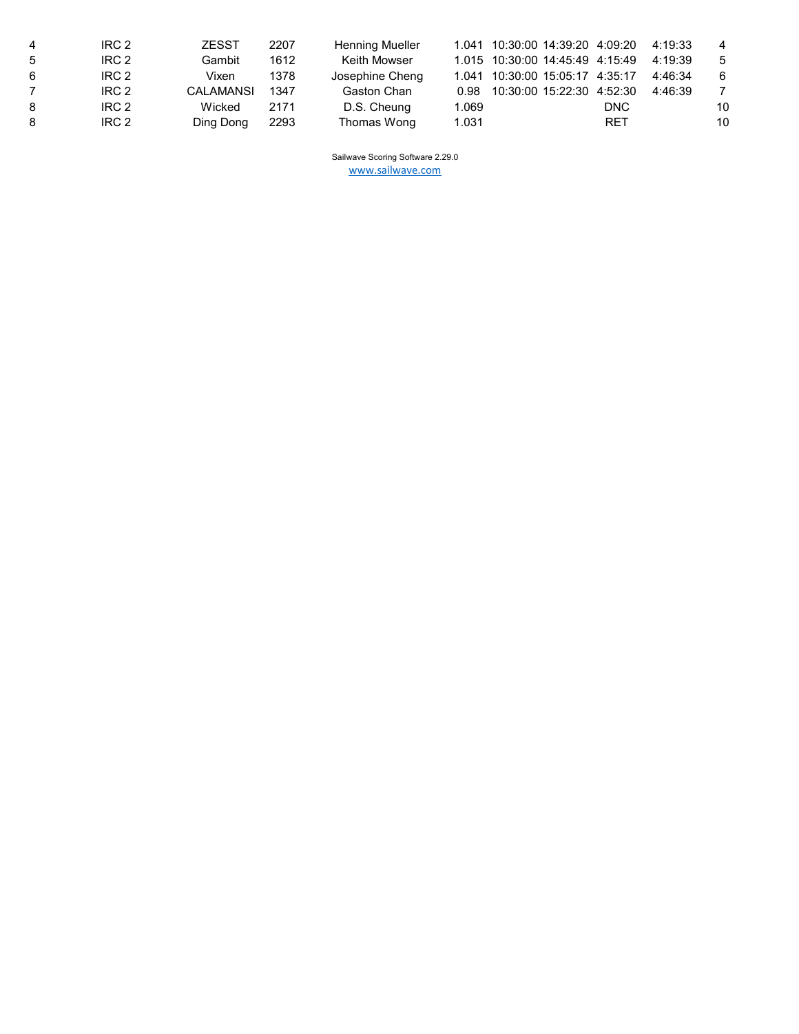| | | | | | | | | | | | |
|---|---|---|---|---|---|---|---|---|---|---|---|
| 4 | IRC 2 | ZESST | 2207 | Henning Mueller | 1.041 | 10:30:00 | 14:39:20 | 4:09:20 | 4:19:33 | 4 |
| 5 | IRC 2 | Gambit | 1612 | Keith Mowser | 1.015 | 10:30:00 | 14:45:49 | 4:15:49 | 4:19:39 | 5 |
| 6 | IRC 2 | Vixen | 1378 | Josephine Cheng | 1.041 | 10:30:00 | 15:05:17 | 4:35:17 | 4:46:34 | 6 |
| 7 | IRC 2 | CALAMANSI | 1347 | Gaston Chan | 0.98 | 10:30:00 | 15:22:30 | 4:52:30 | 4:46:39 | 7 |
| 8 | IRC 2 | Wicked | 2171 | D.S. Cheung | 1.069 | | | DNC | | 10 |
| 8 | IRC 2 | Ding Dong | 2293 | Thomas Wong | 1.031 | | | RET | | 10 |

Sailwave Scoring Software 2.29.0
www.sailwave.com